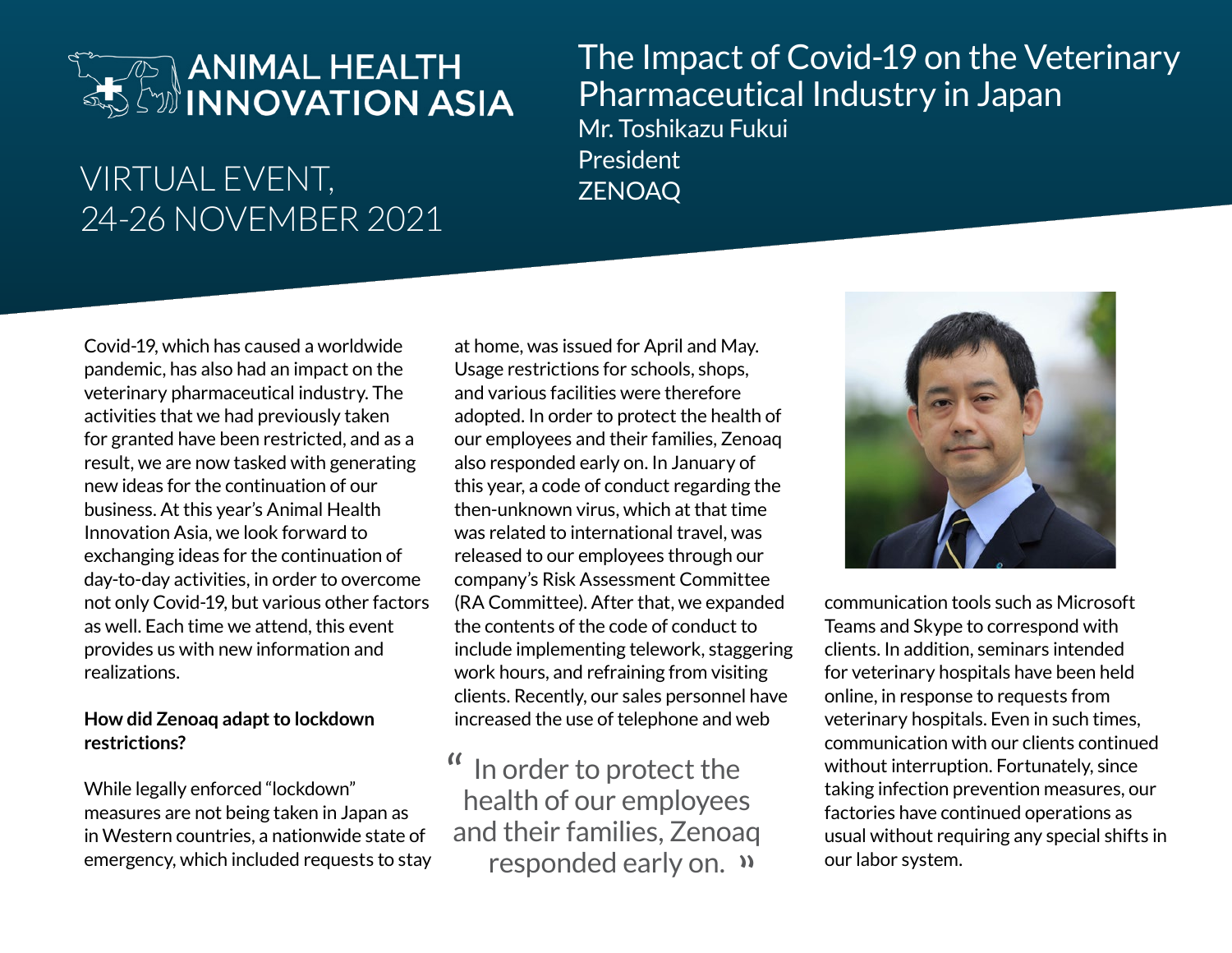# ANIMAL HEALTH INNOVATION ASIA

VIRTUAL EVENT,
24-26 NOVEMBER 2021

## The Impact of Covid-19 on the Veterinary Pharmaceutical Industry in Japan

Mr. Toshikazu Fukui
President
ZENOAQ

Covid-19, which has caused a worldwide pandemic, has also had an impact on the veterinary pharmaceutical industry. The activities that we had previously taken for granted have been restricted, and as a result, we are now tasked with generating new ideas for the continuation of our business. At this year's Animal Health Innovation Asia, we look forward to exchanging ideas for the continuation of day-to-day activities, in order to overcome not only Covid-19, but various other factors as well. Each time we attend, this event provides us with new information and realizations.

**How did Zenoaq adapt to lockdown restrictions?**

While legally enforced "lockdown" measures are not being taken in Japan as in Western countries, a nationwide state of emergency, which included requests to stay at home, was issued for April and May. Usage restrictions for schools, shops, and various facilities were therefore adopted. In order to protect the health of our employees and their families, Zenoaq also responded early on. In January of this year, a code of conduct regarding the then-unknown virus, which at that time was related to international travel, was released to our employees through our company's Risk Assessment Committee (RA Committee). After that, we expanded the contents of the code of conduct to include implementing telework, staggering work hours, and refraining from visiting clients. Recently, our sales personnel have increased the use of telephone and web communication tools such as Microsoft Teams and Skype to correspond with clients. In addition, seminars intended for veterinary hospitals have been held online, in response to requests from veterinary hospitals. Even in such times, communication with our clients continued without interruption. Fortunately, since taking infection prevention measures, our factories have continued operations as usual without requiring any special shifts in our labor system.

> "In order to protect the health of our employees and their families, Zenoaq responded early on."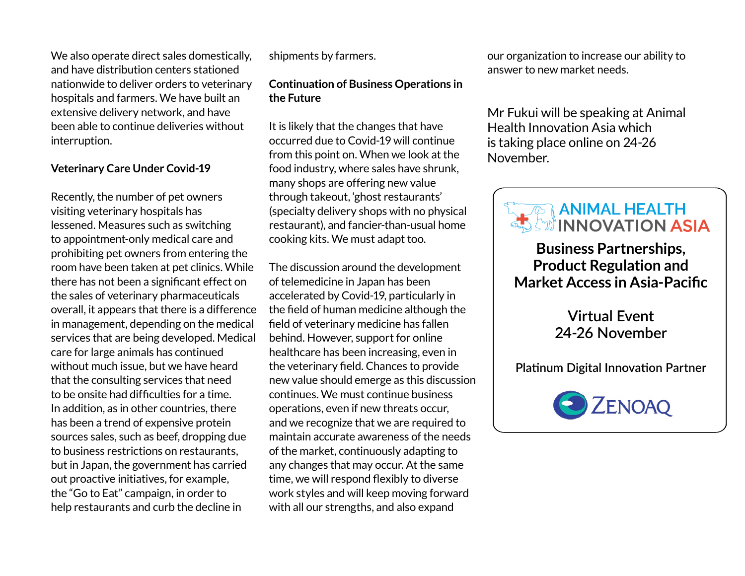We also operate direct sales domestically, and have distribution centers stationed nationwide to deliver orders to veterinary hospitals and farmers. We have built an extensive delivery network, and have been able to continue deliveries without interruption.

**Veterinary Care Under Covid-19**

Recently, the number of pet owners visiting veterinary hospitals has lessened. Measures such as switching to appointment-only medical care and prohibiting pet owners from entering the room have been taken at pet clinics. While there has not been a significant effect on the sales of veterinary pharmaceuticals overall, it appears that there is a difference in management, depending on the medical services that are being developed. Medical care for large animals has continued without much issue, but we have heard that the consulting services that need to be onsite had difficulties for a time. In addition, as in other countries, there has been a trend of expensive protein sources sales, such as beef, dropping due to business restrictions on restaurants, but in Japan, the government has carried out proactive initiatives, for example, the "Go to Eat" campaign, in order to help restaurants and curb the decline in shipments by farmers.

**Continuation of Business Operations in the Future**

It is likely that the changes that have occurred due to Covid-19 will continue from this point on. When we look at the food industry, where sales have shrunk, many shops are offering new value through takeout, 'ghost restaurants' (specialty delivery shops with no physical restaurant), and fancier-than-usual home cooking kits. We must adapt too.

The discussion around the development of telemedicine in Japan has been accelerated by Covid-19, particularly in the field of human medicine although the field of veterinary medicine has fallen behind. However, support for online healthcare has been increasing, even in the veterinary field. Chances to provide new value should emerge as this discussion continues. We must continue business operations, even if new threats occur, and we recognize that we are required to maintain accurate awareness of the needs of the market, continuously adapting to any changes that may occur. At the same time, we will respond flexibly to diverse work styles and will keep moving forward with all our strengths, and also expand our organization to increase our ability to answer to new market needs.

Mr Fukui will be speaking at Animal Health Innovation Asia which is taking place online on 24-26 November.

ANIMAL HEALTH INNOVATION ASIA

**Business Partnerships, Product Regulation and Market Access in Asia-Pacific**

Virtual Event
24-26 November

Platinum Digital Innovation Partner

ZENOAQ